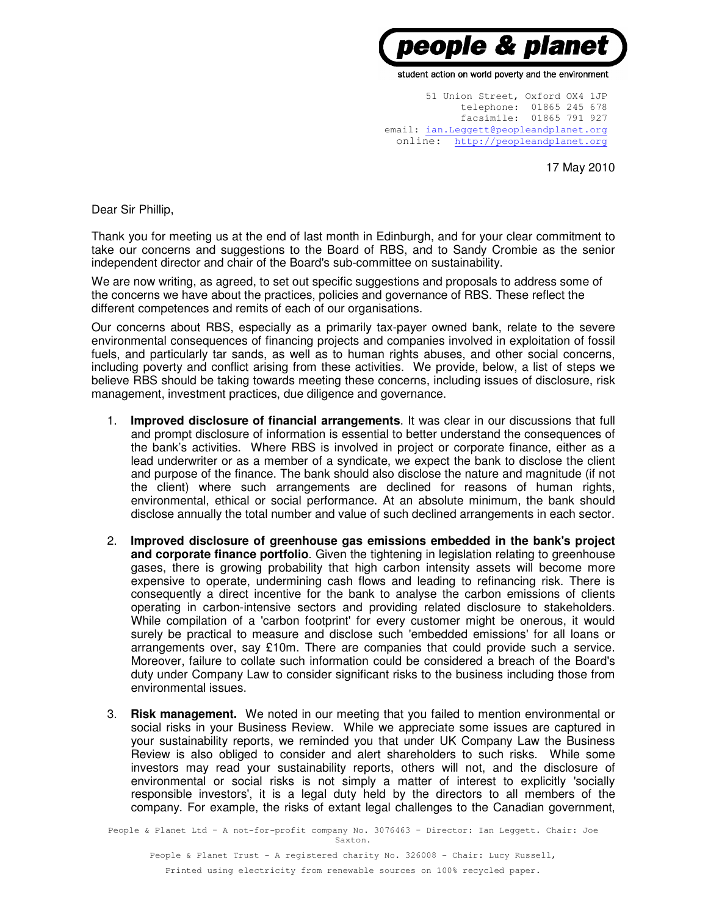**people & planet**

student action on world poverty and the environment

51 Union Street, Oxford OX4 1JP
telephone: 01865 245 678
facsimile: 01865 791 927
email: ian.Leggett@peopleandplanet.org
online: http://peopleandplanet.org

17 May 2010

Dear Sir Phillip,

Thank you for meeting us at the end of last month in Edinburgh, and for your clear commitment to take our concerns and suggestions to the Board of RBS, and to Sandy Crombie as the senior independent director and chair of the Board's sub-committee on sustainability.

We are now writing, as agreed, to set out specific suggestions and proposals to address some of the concerns we have about the practices, policies and governance of RBS. These reflect the different competences and remits of each of our organisations.

Our concerns about RBS, especially as a primarily tax-payer owned bank, relate to the severe environmental consequences of financing projects and companies involved in exploitation of fossil fuels, and particularly tar sands, as well as to human rights abuses, and other social concerns, including poverty and conflict arising from these activities. We provide, below, a list of steps we believe RBS should be taking towards meeting these concerns, including issues of disclosure, risk management, investment practices, due diligence and governance.

1. **Improved disclosure of financial arrangements**. It was clear in our discussions that full and prompt disclosure of information is essential to better understand the consequences of the bank's activities. Where RBS is involved in project or corporate finance, either as a lead underwriter or as a member of a syndicate, we expect the bank to disclose the client and purpose of the finance. The bank should also disclose the nature and magnitude (if not the client) where such arrangements are declined for reasons of human rights, environmental, ethical or social performance. At an absolute minimum, the bank should disclose annually the total number and value of such declined arrangements in each sector.

2. **Improved disclosure of greenhouse gas emissions embedded in the bank's project and corporate finance portfolio**. Given the tightening in legislation relating to greenhouse gases, there is growing probability that high carbon intensity assets will become more expensive to operate, undermining cash flows and leading to refinancing risk. There is consequently a direct incentive for the bank to analyse the carbon emissions of clients operating in carbon-intensive sectors and providing related disclosure to stakeholders. While compilation of a 'carbon footprint' for every customer might be onerous, it would surely be practical to measure and disclose such 'embedded emissions' for all loans or arrangements over, say £10m. There are companies that could provide such a service. Moreover, failure to collate such information could be considered a breach of the Board's duty under Company Law to consider significant risks to the business including those from environmental issues.

3. **Risk management.** We noted in our meeting that you failed to mention environmental or social risks in your Business Review. While we appreciate some issues are captured in your sustainability reports, we reminded you that under UK Company Law the Business Review is also obliged to consider and alert shareholders to such risks. While some investors may read your sustainability reports, others will not, and the disclosure of environmental or social risks is not simply a matter of interest to explicitly 'socially responsible investors', it is a legal duty held by the directors to all members of the company. For example, the risks of extant legal challenges to the Canadian government,

People & Planet Ltd - A not-for-profit company No. 3076463 - Director: Ian Leggett. Chair: Joe Saxton.

People & Planet Trust - A registered charity No. 326008 - Chair: Lucy Russell,

Printed using electricity from renewable sources on 100% recycled paper.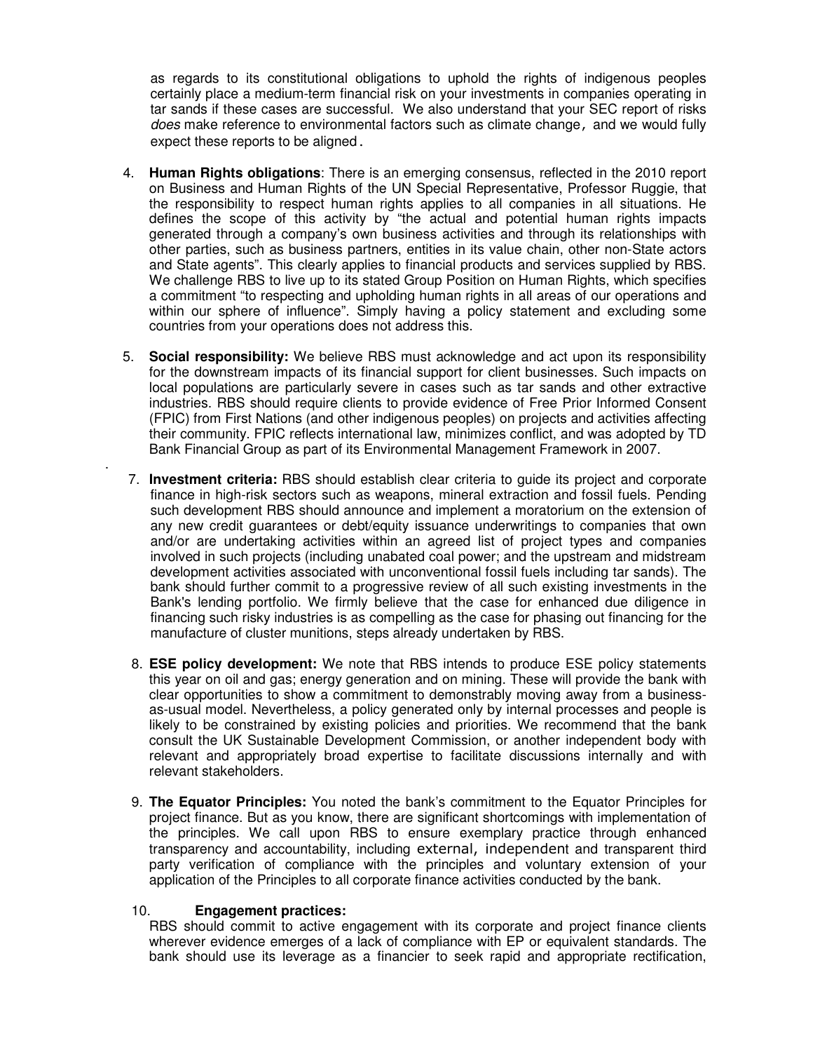as regards to its constitutional obligations to uphold the rights of indigenous peoples certainly place a medium-term financial risk on your investments in companies operating in tar sands if these cases are successful. We also understand that your SEC report of risks *does* make reference to environmental factors such as climate change, and we would fully expect these reports to be aligned.

4. **Human Rights obligations**: There is an emerging consensus, reflected in the 2010 report on Business and Human Rights of the UN Special Representative, Professor Ruggie, that the responsibility to respect human rights applies to all companies in all situations. He defines the scope of this activity by "the actual and potential human rights impacts generated through a company's own business activities and through its relationships with other parties, such as business partners, entities in its value chain, other non-State actors and State agents". This clearly applies to financial products and services supplied by RBS. We challenge RBS to live up to its stated Group Position on Human Rights, which specifies a commitment "to respecting and upholding human rights in all areas of our operations and within our sphere of influence". Simply having a policy statement and excluding some countries from your operations does not address this.

5. **Social responsibility:** We believe RBS must acknowledge and act upon its responsibility for the downstream impacts of its financial support for client businesses. Such impacts on local populations are particularly severe in cases such as tar sands and other extractive industries. RBS should require clients to provide evidence of Free Prior Informed Consent (FPIC) from First Nations (and other indigenous peoples) on projects and activities affecting their community. FPIC reflects international law, minimizes conflict, and was adopted by TD Bank Financial Group as part of its Environmental Management Framework in 2007.

.

7. **Investment criteria:** RBS should establish clear criteria to guide its project and corporate finance in high-risk sectors such as weapons, mineral extraction and fossil fuels. Pending such development RBS should announce and implement a moratorium on the extension of any new credit guarantees or debt/equity issuance underwritings to companies that own and/or are undertaking activities within an agreed list of project types and companies involved in such projects (including unabated coal power; and the upstream and midstream development activities associated with unconventional fossil fuels including tar sands). The bank should further commit to a progressive review of all such existing investments in the Bank's lending portfolio. We firmly believe that the case for enhanced due diligence in financing such risky industries is as compelling as the case for phasing out financing for the manufacture of cluster munitions, steps already undertaken by RBS.

8. **ESE policy development:** We note that RBS intends to produce ESE policy statements this year on oil and gas; energy generation and on mining. These will provide the bank with clear opportunities to show a commitment to demonstrably moving away from a business-as-usual model. Nevertheless, a policy generated only by internal processes and people is likely to be constrained by existing policies and priorities. We recommend that the bank consult the UK Sustainable Development Commission, or another independent body with relevant and appropriately broad expertise to facilitate discussions internally and with relevant stakeholders.

9. **The Equator Principles:** You noted the bank's commitment to the Equator Principles for project finance. But as you know, there are significant shortcomings with implementation of the principles. We call upon RBS to ensure exemplary practice through enhanced transparency and accountability, including external, independent and transparent third party verification of compliance with the principles and voluntary extension of your application of the Principles to all corporate finance activities conducted by the bank.

10. **Engagement practices:**
RBS should commit to active engagement with its corporate and project finance clients wherever evidence emerges of a lack of compliance with EP or equivalent standards. The bank should use its leverage as a financier to seek rapid and appropriate rectification,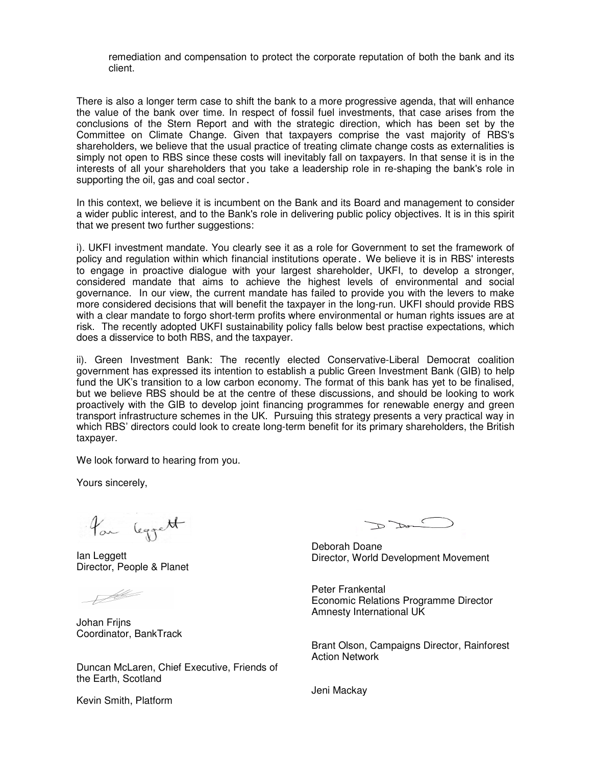remediation and compensation to protect the corporate reputation of both the bank and its client.

There is also a longer term case to shift the bank to a more progressive agenda, that will enhance the value of the bank over time. In respect of fossil fuel investments, that case arises from the conclusions of the Stern Report and with the strategic direction, which has been set by the Committee on Climate Change. Given that taxpayers comprise the vast majority of RBS's shareholders, we believe that the usual practice of treating climate change costs as externalities is simply not open to RBS since these costs will inevitably fall on taxpayers. In that sense it is in the interests of all your shareholders that you take a leadership role in re-shaping the bank's role in supporting the oil, gas and coal sector.

In this context, we believe it is incumbent on the Bank and its Board and management to consider a wider public interest, and to the Bank's role in delivering public policy objectives. It is in this spirit that we present two further suggestions:

i). UKFI investment mandate. You clearly see it as a role for Government to set the framework of policy and regulation within which financial institutions operate. We believe it is in RBS' interests to engage in proactive dialogue with your largest shareholder, UKFI, to develop a stronger, considered mandate that aims to achieve the highest levels of environmental and social governance. In our view, the current mandate has failed to provide you with the levers to make more considered decisions that will benefit the taxpayer in the long-run. UKFI should provide RBS with a clear mandate to forgo short-term profits where environmental or human rights issues are at risk. The recently adopted UKFI sustainability policy falls below best practise expectations, which does a disservice to both RBS, and the taxpayer.

ii). Green Investment Bank: The recently elected Conservative-Liberal Democrat coalition government has expressed its intention to establish a public Green Investment Bank (GIB) to help fund the UK's transition to a low carbon economy. The format of this bank has yet to be finalised, but we believe RBS should be at the centre of these discussions, and should be looking to work proactively with the GIB to develop joint financing programmes for renewable energy and green transport infrastructure schemes in the UK. Pursuing this strategy presents a very practical way in which RBS' directors could look to create long-term benefit for its primary shareholders, the British taxpayer.

We look forward to hearing from you.

Yours sincerely,

Ian Leggett
Director, People & Planet

Johan Frijns
Coordinator, BankTrack

Duncan McLaren, Chief Executive, Friends of the Earth, Scotland

Kevin Smith, Platform

Deborah Doane
Director, World Development Movement

Peter Frankental
Economic Relations Programme Director
Amnesty International UK

Brant Olson, Campaigns Director, Rainforest Action Network

Jeni Mackay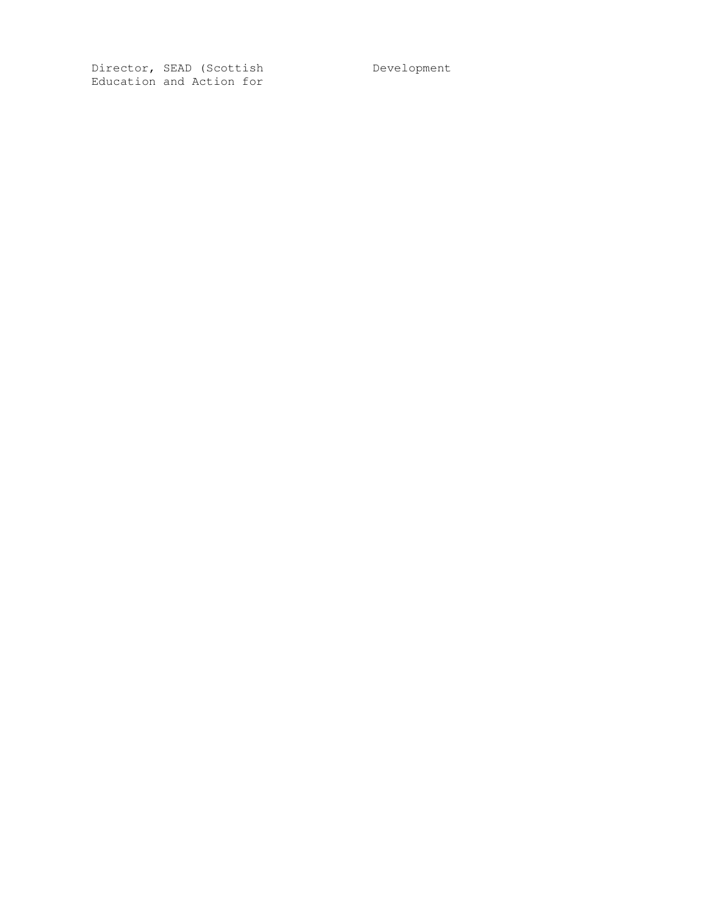Director, SEAD (Scottish Education and Action for Development